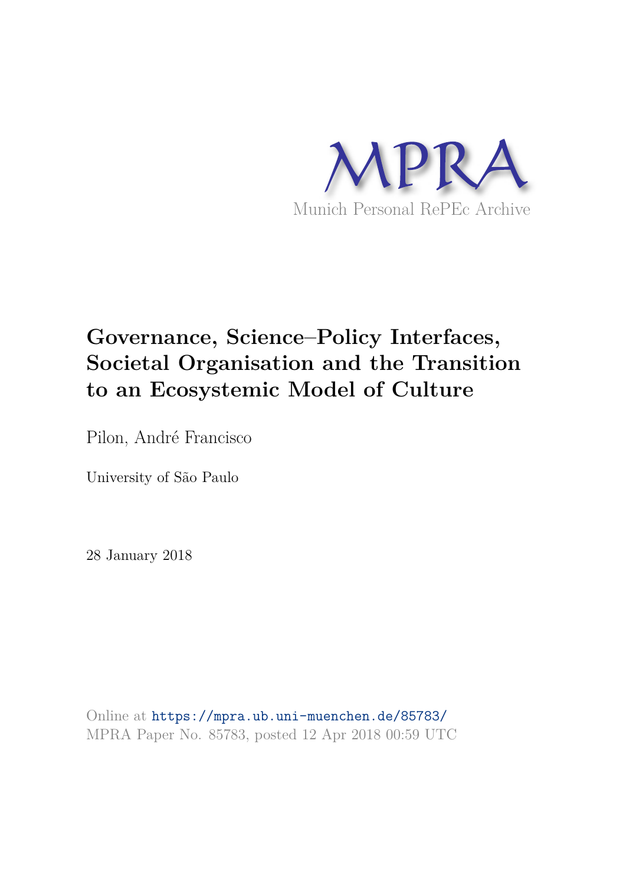MPRA

Munich Personal RePEc Archive

# Governance, Science–Policy Interfaces, Societal Organisation and the Transition to an Ecosystemic Model of Culture

Pilon, André Francisco

University of São Paulo

28 January 2018

Online at https://mpra.ub.uni-muenchen.de/85783/
MPRA Paper No. 85783, posted 12 Apr 2018 00:59 UTC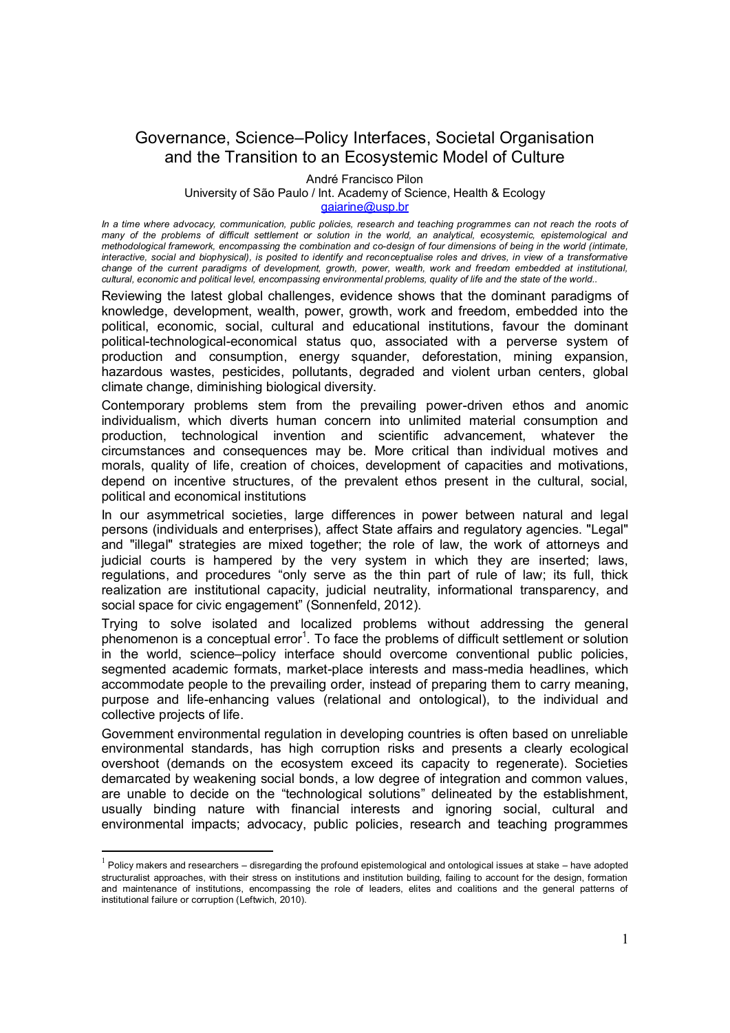# Governance, Science–Policy Interfaces, Societal Organisation and the Transition to an Ecosystemic Model of Culture

André Francisco Pilon

University of São Paulo / Int. Academy of Science, Health & Ecology

gaiarine@usp.br

*In a time where advocacy, communication, public policies, research and teaching programmes can not reach the roots of many of the problems of difficult settlement or solution in the world, an analytical, ecosystemic, epistemological and methodological framework, encompassing the combination and co-design of four dimensions of being in the world (intimate, interactive, social and biophysical), is posited to identify and reconceptualise roles and drives, in view of a transformative change of the current paradigms of development, growth, power, wealth, work and freedom embedded at institutional, cultural, economic and political level, encompassing environmental problems, quality of life and the state of the world..*

Reviewing the latest global challenges, evidence shows that the dominant paradigms of knowledge, development, wealth, power, growth, work and freedom, embedded into the political, economic, social, cultural and educational institutions, favour the dominant political-technological-economical status quo, associated with a perverse system of production and consumption, energy squander, deforestation, mining expansion, hazardous wastes, pesticides, pollutants, degraded and violent urban centers, global climate change, diminishing biological diversity.

Contemporary problems stem from the prevailing power-driven ethos and anomic individualism, which diverts human concern into unlimited material consumption and production, technological invention and scientific advancement, whatever the circumstances and consequences may be. More critical than individual motives and morals, quality of life, creation of choices, development of capacities and motivations, depend on incentive structures, of the prevalent ethos present in the cultural, social, political and economical institutions

In our asymmetrical societies, large differences in power between natural and legal persons (individuals and enterprises), affect State affairs and regulatory agencies. "Legal" and "illegal" strategies are mixed together; the role of law, the work of attorneys and judicial courts is hampered by the very system in which they are inserted; laws, regulations, and procedures "only serve as the thin part of rule of law; its full, thick realization are institutional capacity, judicial neutrality, informational transparency, and social space for civic engagement" (Sonnenfeld, 2012).

Trying to solve isolated and localized problems without addressing the general phenomenon is a conceptual error[1]. To face the problems of difficult settlement or solution in the world, science–policy interface should overcome conventional public policies, segmented academic formats, market-place interests and mass-media headlines, which accommodate people to the prevailing order, instead of preparing them to carry meaning, purpose and life-enhancing values (relational and ontological), to the individual and collective projects of life.

Government environmental regulation in developing countries is often based on unreliable environmental standards, has high corruption risks and presents a clearly ecological overshoot (demands on the ecosystem exceed its capacity to regenerate). Societies demarcated by weakening social bonds, a low degree of integration and common values, are unable to decide on the "technological solutions" delineated by the establishment, usually binding nature with financial interests and ignoring social, cultural and environmental impacts; advocacy, public policies, research and teaching programmes

[1] Policy makers and researchers – disregarding the profound epistemological and ontological issues at stake – have adopted structuralist approaches, with their stress on institutions and institution building, failing to account for the design, formation and maintenance of institutions, encompassing the role of leaders, elites and coalitions and the general patterns of institutional failure or corruption (Leftwich, 2010).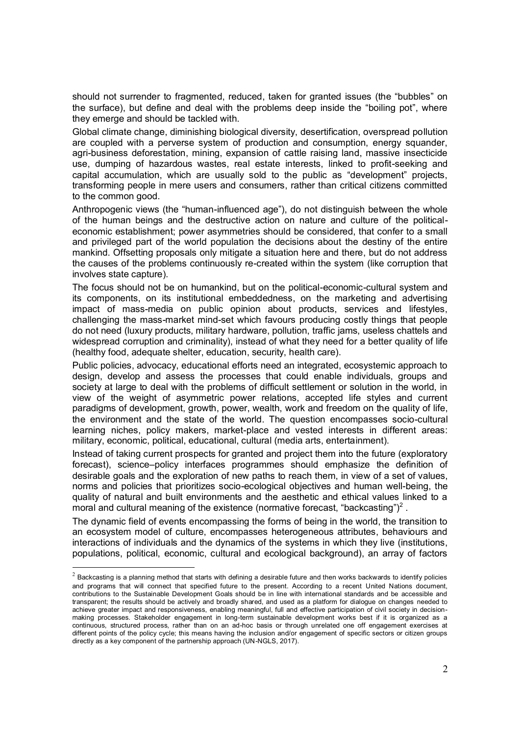should not surrender to fragmented, reduced, taken for granted issues (the "bubbles" on the surface), but define and deal with the problems deep inside the "boiling pot", where they emerge and should be tackled with.

Global climate change, diminishing biological diversity, desertification, overspread pollution are coupled with a perverse system of production and consumption, energy squander, agri-business deforestation, mining, expansion of cattle raising land, massive insecticide use, dumping of hazardous wastes, real estate interests, linked to profit-seeking and capital accumulation, which are usually sold to the public as "development" projects, transforming people in mere users and consumers, rather than critical citizens committed to the common good.

Anthropogenic views (the "human-influenced age"), do not distinguish between the whole of the human beings and the destructive action on nature and culture of the political-economic establishment; power asymmetries should be considered, that confer to a small and privileged part of the world population the decisions about the destiny of the entire mankind. Offsetting proposals only mitigate a situation here and there, but do not address the causes of the problems continuously re-created within the system (like corruption that involves state capture).

The focus should not be on humankind, but on the political-economic-cultural system and its components, on its institutional embeddedness, on the marketing and advertising impact of mass-media on public opinion about products, services and lifestyles, challenging the mass-market mind-set which favours producing costly things that people do not need (luxury products, military hardware, pollution, traffic jams, useless chattels and widespread corruption and criminality), instead of what they need for a better quality of life (healthy food, adequate shelter, education, security, health care).

Public policies, advocacy, educational efforts need an integrated, ecosystemic approach to design, develop and assess the processes that could enable individuals, groups and society at large to deal with the problems of difficult settlement or solution in the world, in view of the weight of asymmetric power relations, accepted life styles and current paradigms of development, growth, power, wealth, work and freedom on the quality of life, the environment and the state of the world. The question encompasses socio-cultural learning niches, policy makers, market-place and vested interests in different areas: military, economic, political, educational, cultural (media arts, entertainment).

Instead of taking current prospects for granted and project them into the future (exploratory forecast), science–policy interfaces programmes should emphasize the definition of desirable goals and the exploration of new paths to reach them, in view of a set of values, norms and policies that prioritizes socio-ecological objectives and human well-being, the quality of natural and built environments and the aesthetic and ethical values linked to a moral and cultural meaning of the existence (normative forecast, "backcasting")[2] .

The dynamic field of events encompassing the forms of being in the world, the transition to an ecosystem model of culture, encompasses heterogeneous attributes, behaviours and interactions of individuals and the dynamics of the systems in which they live (institutions, populations, political, economic, cultural and ecological background), an array of factors

[2] Backcasting is a planning method that starts with defining a desirable future and then works backwards to identify policies and programs that will connect that specified future to the present. According to a recent United Nations document, contributions to the Sustainable Development Goals should be in line with international standards and be accessible and transparent; the results should be actively and broadly shared, and used as a platform for dialogue on changes needed to achieve greater impact and responsiveness, enabling meaningful, full and effective participation of civil society in decision-making processes. Stakeholder engagement in long-term sustainable development works best if it is organized as a continuous, structured process, rather than on an ad-hoc basis or through unrelated one off engagement exercises at different points of the policy cycle; this means having the inclusion and/or engagement of specific sectors or citizen groups directly as a key component of the partnership approach (UN-NGLS, 2017).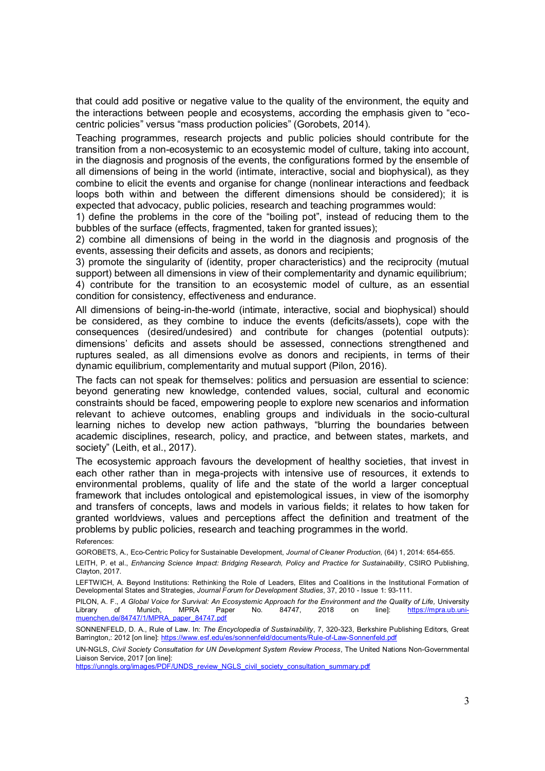that could add positive or negative value to the quality of the environment, the equity and the interactions between people and ecosystems, according the emphasis given to "eco-centric policies" versus "mass production policies" (Gorobets, 2014).

Teaching programmes, research projects and public policies should contribute for the transition from a non-ecosystemic to an ecosystemic model of culture, taking into account, in the diagnosis and prognosis of the events, the configurations formed by the ensemble of all dimensions of being in the world (intimate, interactive, social and biophysical), as they combine to elicit the events and organise for change (nonlinear interactions and feedback loops both within and between the different dimensions should be considered); it is expected that advocacy, public policies, research and teaching programmes would:

1) define the problems in the core of the "boiling pot", instead of reducing them to the bubbles of the surface (effects, fragmented, taken for granted issues);
2) combine all dimensions of being in the world in the diagnosis and prognosis of the events, assessing their deficits and assets, as donors and recipients;
3) promote the singularity of (identity, proper characteristics) and the reciprocity (mutual support) between all dimensions in view of their complementarity and dynamic equilibrium;
4) contribute for the transition to an ecosystemic model of culture, as an essential condition for consistency, effectiveness and endurance.

All dimensions of being-in-the-world (intimate, interactive, social and biophysical) should be considered, as they combine to induce the events (deficits/assets), cope with the consequences (desired/undesired) and contribute for changes (potential outputs): dimensions' deficits and assets should be assessed, connections strengthened and ruptures sealed, as all dimensions evolve as donors and recipients, in terms of their dynamic equilibrium, complementarity and mutual support (Pilon, 2016).

The facts can not speak for themselves: politics and persuasion are essential to science: beyond generating new knowledge, contended values, social, cultural and economic constraints should be faced, empowering people to explore new scenarios and information relevant to achieve outcomes, enabling groups and individuals in the socio-cultural learning niches to develop new action pathways, "blurring the boundaries between academic disciplines, research, policy, and practice, and between states, markets, and society" (Leith, et al., 2017).

The ecosystemic approach favours the development of healthy societies, that invest in each other rather than in mega-projects with intensive use of resources, it extends to environmental problems, quality of life and the state of the world a larger conceptual framework that includes ontological and epistemological issues, in view of the isomorphy and transfers of concepts, laws and models in various fields; it relates to how taken for granted worldviews, values and perceptions affect the definition and treatment of the problems by public policies, research and teaching programmes in the world.

References:

GOROBETS, A., Eco-Centric Policy for Sustainable Development, *Journal of Cleaner Production,* (64) 1, 2014: 654-655.

LEITH, P. et al., *Enhancing Science Impact: Bridging Research, Policy and Practice for Sustainability*, CSIRO Publishing, Clayton, 2017.

LEFTWICH, A. Beyond Institutions: Rethinking the Role of Leaders, Elites and Coalitions in the Institutional Formation of Developmental States and Strategies, *Journal Forum for Development Studies*, 37, 2010 - Issue 1: 93-111.

PILON, A. F., *A Global Voice for Survival: An Ecosystemic Approach for the Environment and the Quality of Life,* University Library of Munich, MPRA Paper No. 84747, 2018 on line]: https://mpra.ub.uni-muenchen.de/84747/1/MPRA_paper_84747.pdf

SONNENFELD, D. A., Rule of Law. In: *The Encyclopedia of Sustainability*, 7, 320-323, Berkshire Publishing Editors, Great Barrington,: 2012 [on line]: https://www.esf.edu/es/sonnenfeld/documents/Rule-of-Law-Sonnenfeld.pdf

UN-NGLS, *Civil Society Consultation for UN Development System Review Process*, The United Nations Non-Governmental Liaison Service, 2017 [on line]: https://unngls.org/images/PDF/UNDS_review_NGLS_civil_society_consultation_summary.pdf